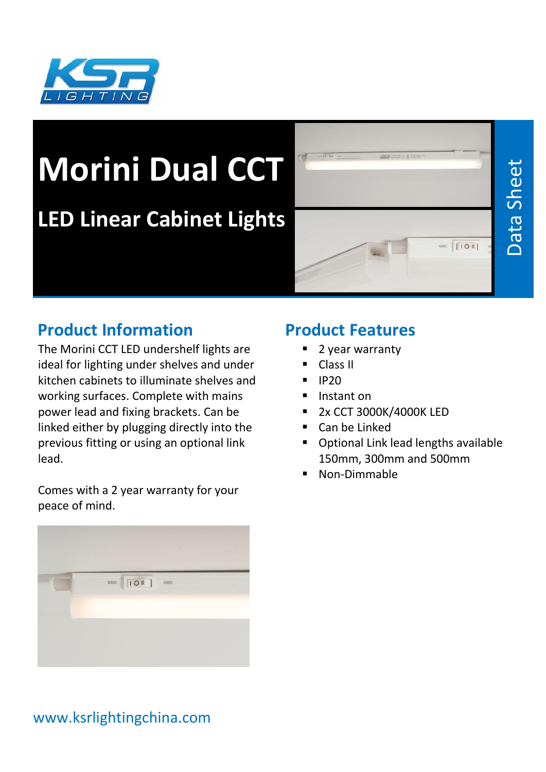# Morini Dual CCT

## LED Linear Cabinet Lights

Data Sheet

## Product Information

The Morini CCT LED undershelf lights are ideal for lighting under shelves and under kitchen cabinets to illuminate shelves and working surfaces. Complete with mains power lead and fixing brackets. Can be linked either by plugging directly into the previous fitting or using an optional link lead.

Comes with a 2 year warranty for your peace of mind.

## Product Features

- 2 year warranty
- Class II
- IP20
- Instant on
- 2x CCT 3000K/4000K LED
- Can be Linked
- Optional Link lead lengths available 150mm, 300mm and 500mm
- Non-Dimmable

www.ksrlightingchina.com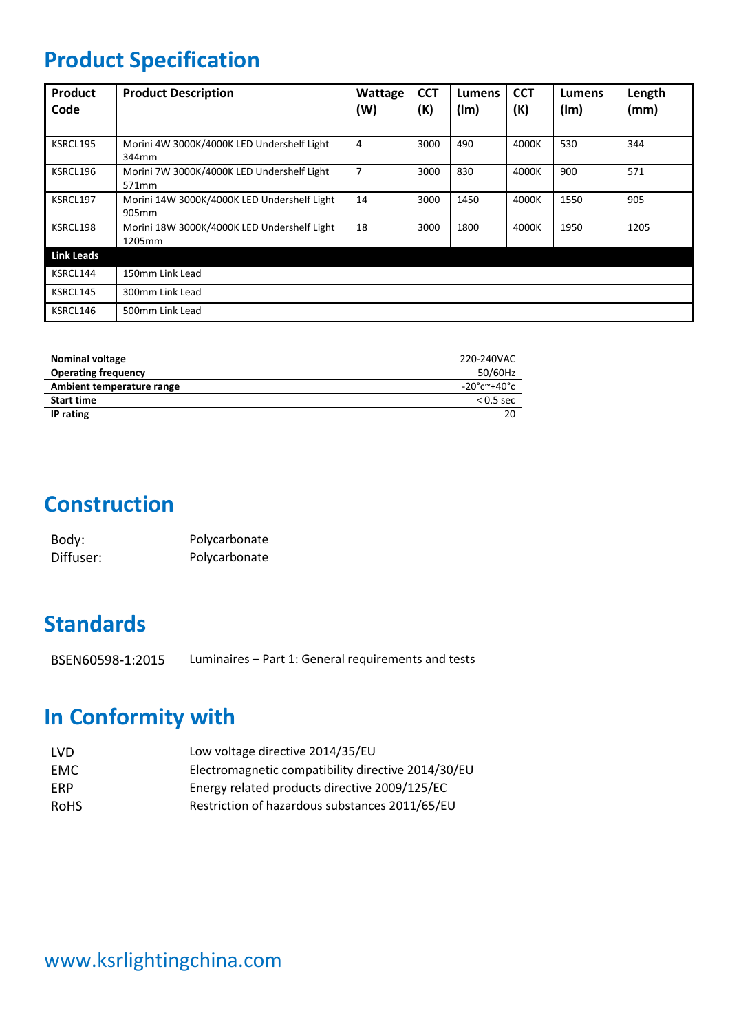## Product Specification

| Product Code | Product Description | Wattage (W) | CCT (K) | Lumens (lm) | CCT (K) | Lumens (lm) | Length (mm) |
|---|---|---|---|---|---|---|---|
| KSRCL195 | Morini 4W 3000K/4000K LED Undershelf Light 344mm | 4 | 3000 | 490 | 4000K | 530 | 344 |
| KSRCL196 | Morini 7W 3000K/4000K LED Undershelf Light 571mm | 7 | 3000 | 830 | 4000K | 900 | 571 |
| KSRCL197 | Morini 14W 3000K/4000K LED Undershelf Light 905mm | 14 | 3000 | 1450 | 4000K | 1550 | 905 |
| KSRCL198 | Morini 18W 3000K/4000K LED Undershelf Light 1205mm | 18 | 3000 | 1800 | 4000K | 1950 | 1205 |
| **Link Leads** | | | | | | | |
| KSRCL144 | 150mm Link Lead | | | | | | |
| KSRCL145 | 300mm Link Lead | | | | | | |
| KSRCL146 | 500mm Link Lead | | | | | | |

| | |
|---|---|
| **Nominal voltage** | 220-240VAC |
| **Operating frequency** | 50/60Hz |
| **Ambient temperature range** | -20°c~+40°c |
| **Start time** | < 0.5 sec |
| **IP rating** | 20 |

## Construction

Body: Polycarbonate
Diffuser: Polycarbonate

## Standards

BSEN60598-1:2015 Luminaires – Part 1: General requirements and tests

## In Conformity with

| | |
|---|---|
| LVD | Low voltage directive 2014/35/EU |
| EMC | Electromagnetic compatibility directive 2014/30/EU |
| ERP | Energy related products directive 2009/125/EC |
| RoHS | Restriction of hazardous substances 2011/65/EU |

www.ksrlightingchina.com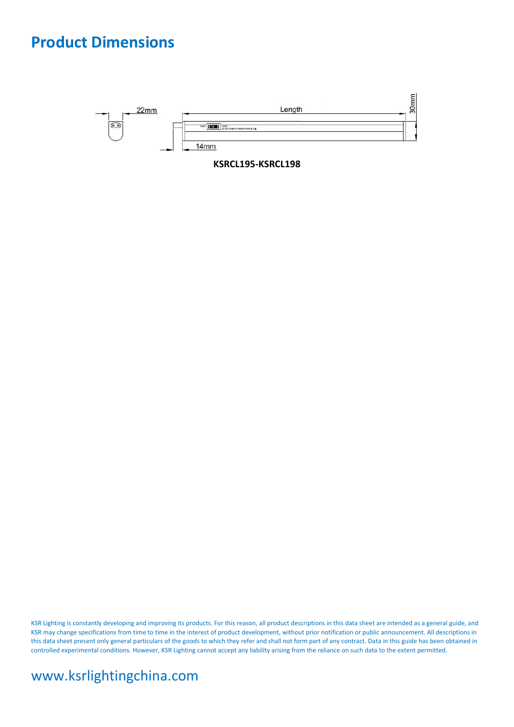# Product Dimensions

22mm

Length

30mm

14mm

**KSRCL195-KSRCL198**

KSR Lighting is constantly developing and improving its products. For this reason, all product descriptions in this data sheet are intended as a general guide, and KSR may change specifications from time to time in the interest of product development, without prior notification or public announcement. All descriptions in this data sheet present only general particulars of the goods to which they refer and shall not form part of any contract. Data in this guide has been obtained in controlled experimental conditions. However, KSR Lighting cannot accept any liability arising from the reliance on such data to the extent permitted.

www.ksrlightingchina.com